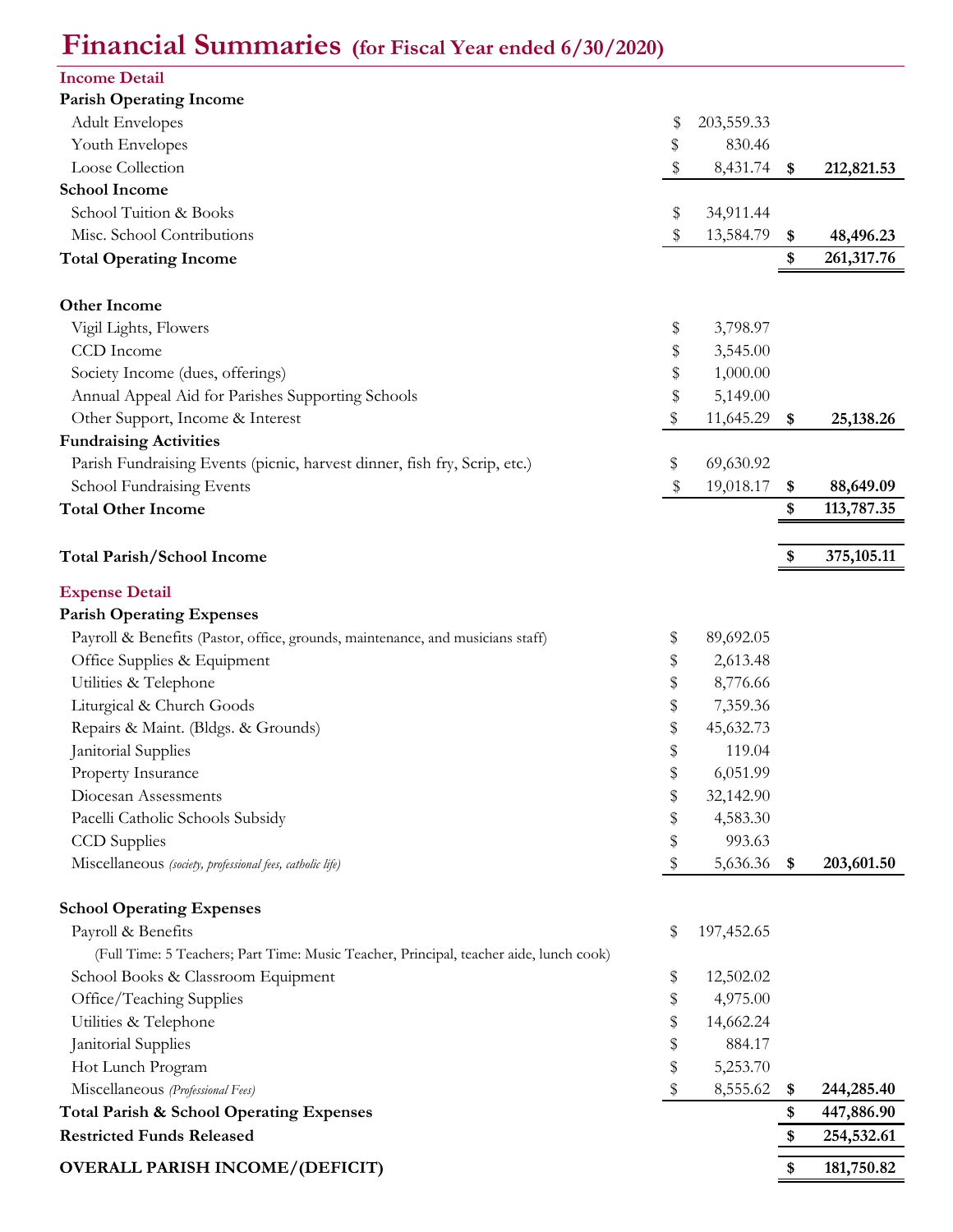# Financial Summaries (for Fiscal Year ended 6/30/2020)

| | | |
|---|---|---|
| **Income Detail** | | |
| **Parish Operating Income** | | |
| Adult Envelopes | $ 203,559.33 | |
| Youth Envelopes | $ 830.46 | |
| Loose Collection | $ 8,431.74 | **$ 212,821.53** |
| **School Income** | | |
| School Tuition & Books | $ 34,911.44 | |
| Misc. School Contributions | $ 13,584.79 | **$ 48,496.23** |
| **Total Operating Income** | | **$ 261,317.76** |
| | | |
| **Other Income** | | |
| Vigil Lights, Flowers | $ 3,798.97 | |
| CCD Income | $ 3,545.00 | |
| Society Income (dues, offerings) | $ 1,000.00 | |
| Annual Appeal Aid for Parishes Supporting Schools | $ 5,149.00 | |
| Other Support, Income & Interest | $ 11,645.29 | **$ 25,138.26** |
| **Fundraising Activities** | | |
| Parish Fundraising Events (picnic, harvest dinner, fish fry, Scrip, etc.) | $ 69,630.92 | |
| School Fundraising Events | $ 19,018.17 | **$ 88,649.09** |
| **Total Other Income** | | **$ 113,787.35** |
| | | |
| **Total Parish/School Income** | | **$ 375,105.11** |
| **Expense Detail** | | |
| **Parish Operating Expenses** | | |
| Payroll & Benefits (Pastor, office, grounds, maintenance, and musicians staff) | $ 89,692.05 | |
| Office Supplies & Equipment | $ 2,613.48 | |
| Utilities & Telephone | $ 8,776.66 | |
| Liturgical & Church Goods | $ 7,359.36 | |
| Repairs & Maint. (Bldgs. & Grounds) | $ 45,632.73 | |
| Janitorial Supplies | $ 119.04 | |
| Property Insurance | $ 6,051.99 | |
| Diocesan Assessments | $ 32,142.90 | |
| Pacelli Catholic Schools Subsidy | $ 4,583.30 | |
| CCD Supplies | $ 993.63 | |
| Miscellaneous *(society, professional fees, catholic life)* | $ 5,636.36 | **$ 203,601.50** |
| | | |
| **School Operating Expenses** | | |
| Payroll & Benefits | $ 197,452.65 | |
| (Full Time: 5 Teachers; Part Time: Music Teacher, Principal, teacher aide, lunch cook) | | |
| School Books & Classroom Equipment | $ 12,502.02 | |
| Office/Teaching Supplies | $ 4,975.00 | |
| Utilities & Telephone | $ 14,662.24 | |
| Janitorial Supplies | $ 884.17 | |
| Hot Lunch Program | $ 5,253.70 | |
| Miscellaneous *(Professional Fees)* | $ 8,555.62 | **$ 244,285.40** |
| **Total Parish & School Operating Expenses** | | **$ 447,886.90** |
| **Restricted Funds Released** | | **$ 254,532.61** |
| **OVERALL PARISH INCOME/(DEFICIT)** | | **$ 181,750.82** |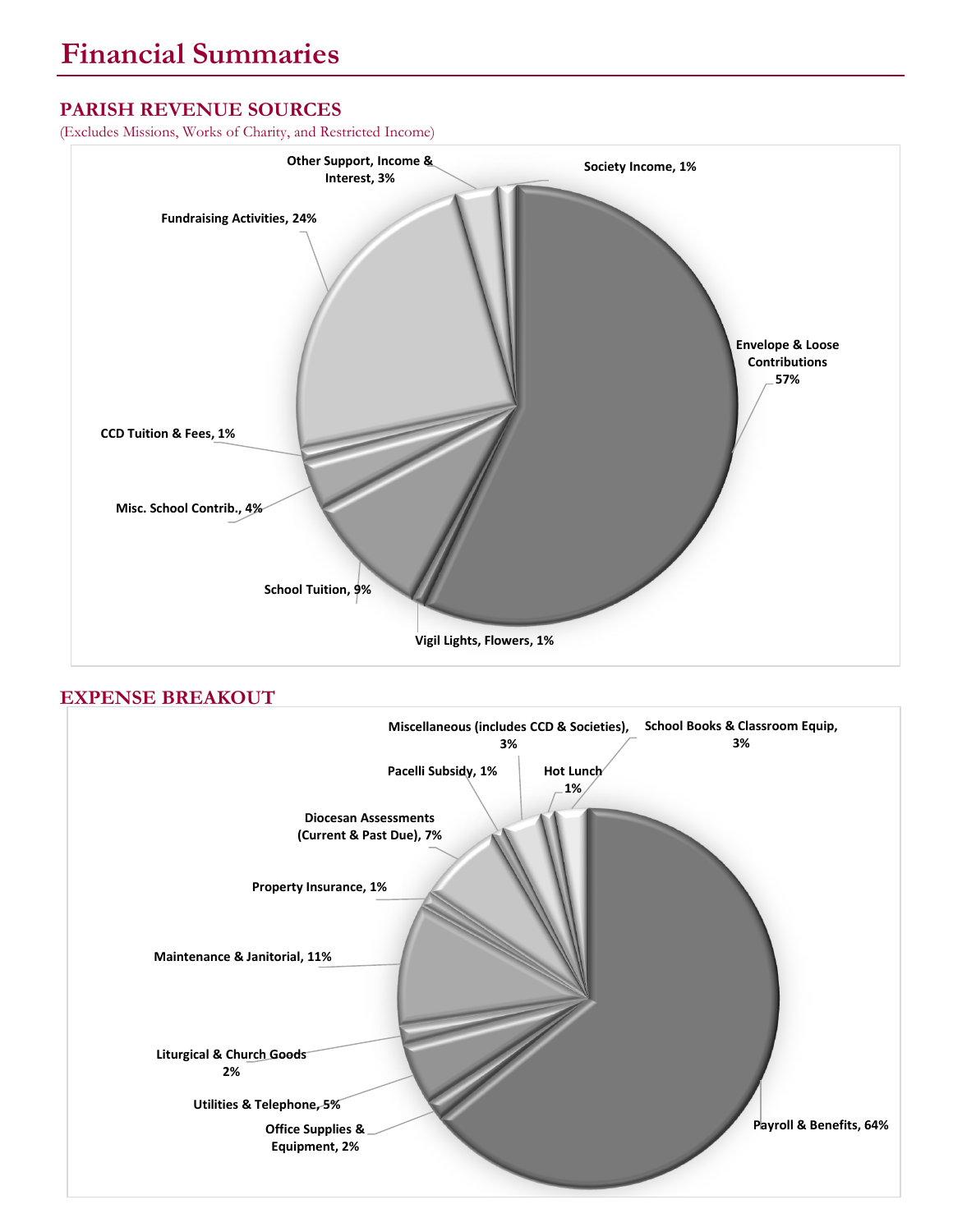# Financial Summaries

## PARISH REVENUE SOURCES

(Excludes Missions, Works of Charity, and Restricted Income)

Other Support, Income & Interest, 3%

Society Income, 1%

Fundraising Activities, 24%

Envelope & Loose Contributions 57%

CCD Tuition & Fees, 1%

Misc. School Contrib., 4%

School Tuition, 9%

Vigil Lights, Flowers, 1%

## EXPENSE BREAKOUT

Miscellaneous (includes CCD & Societies), 3%

School Books & Classroom Equip, 3%

Pacelli Subsidy, 1%

Hot Lunch 1%

Diocesan Assessments (Current & Past Due), 7%

Property Insurance, 1%

Maintenance & Janitorial, 11%

Liturgical & Church Goods 2%

Utilities & Telephone, 5%

Office Supplies & Equipment, 2%

Payroll & Benefits, 64%